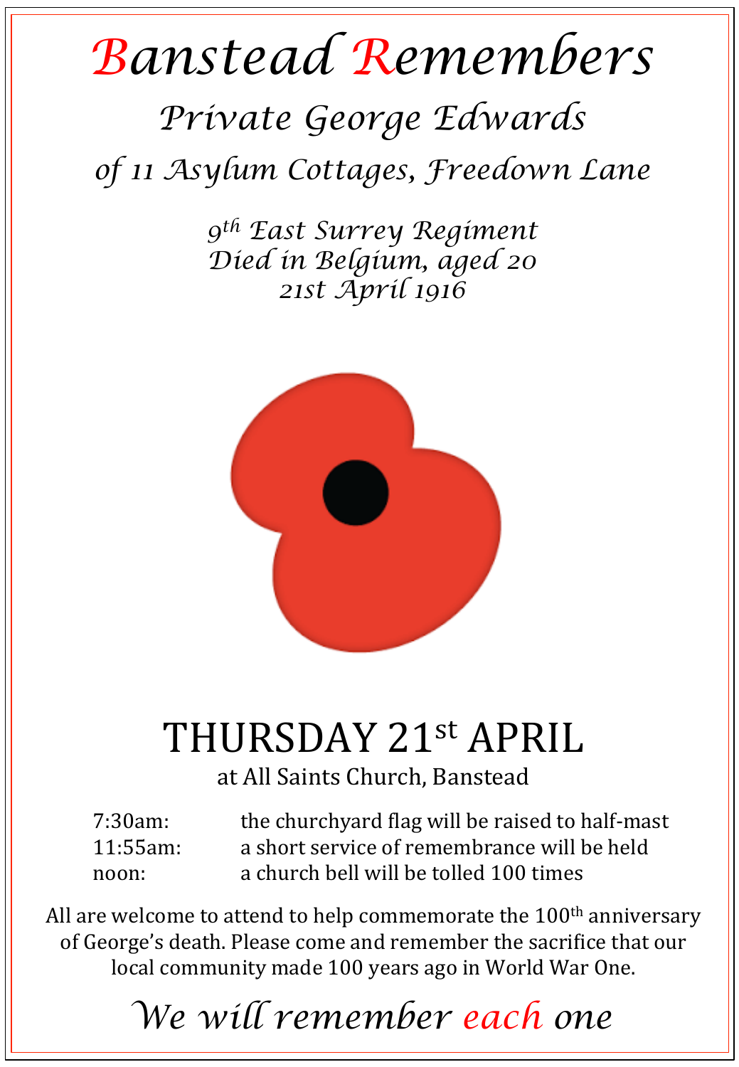# Banstead Remembers

## Private George Edwards

### of 11 Asylum Cottages, Freedown Lane

*9th East Surrey Regiment*
*Died in Belgium, aged 20*
*21st April 1916*

## THURSDAY 21st APRIL

at All Saints Church, Banstead

| | |
|---|---|
| 7:30am: | the churchyard flag will be raised to half-mast |
| 11:55am: | a short service of remembrance will be held |
| noon: | a church bell will be tolled 100 times |

All are welcome to attend to help commemorate the 100th anniversary of George's death. Please come and remember the sacrifice that our local community made 100 years ago in World War One.

*We will remember each one*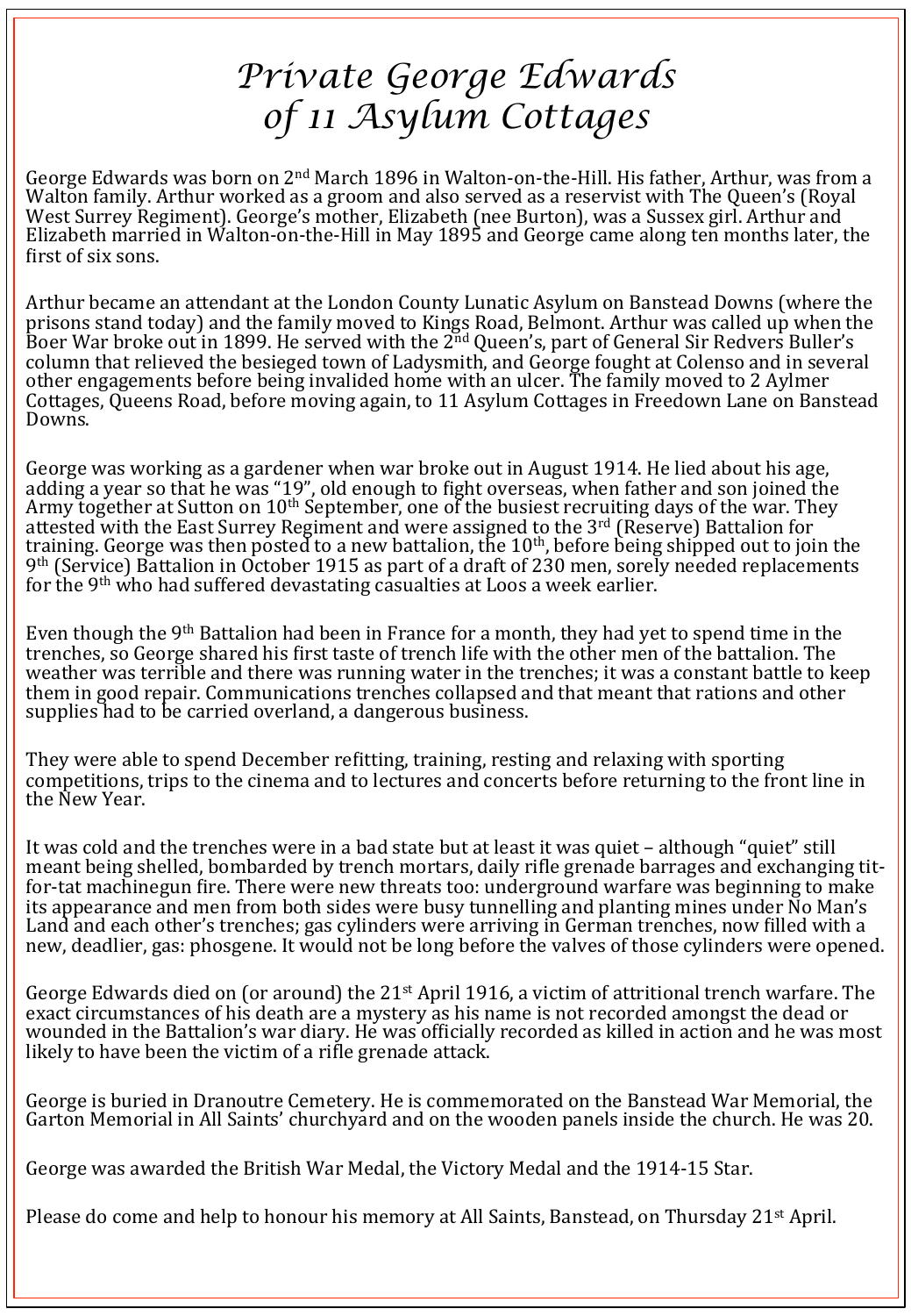# *Private George Edwards of 11 Asylum Cottages*

George Edwards was born on 2nd March 1896 in Walton-on-the-Hill. His father, Arthur, was from a Walton family. Arthur worked as a groom and also served as a reservist with The Queen's (Royal West Surrey Regiment). George's mother, Elizabeth (nee Burton), was a Sussex girl. Arthur and Elizabeth married in Walton-on-the-Hill in May 1895 and George came along ten months later, the first of six sons.

Arthur became an attendant at the London County Lunatic Asylum on Banstead Downs (where the prisons stand today) and the family moved to Kings Road, Belmont. Arthur was called up when the Boer War broke out in 1899. He served with the 2nd Queen's, part of General Sir Redvers Buller's column that relieved the besieged town of Ladysmith, and George fought at Colenso and in several other engagements before being invalided home with an ulcer. The family moved to 2 Aylmer Cottages, Queens Road, before moving again, to 11 Asylum Cottages in Freedown Lane on Banstead Downs.

George was working as a gardener when war broke out in August 1914. He lied about his age, adding a year so that he was "19", old enough to fight overseas, when father and son joined the Army together at Sutton on 10th September, one of the busiest recruiting days of the war. They attested with the East Surrey Regiment and were assigned to the 3rd (Reserve) Battalion for training. George was then posted to a new battalion, the 10th, before being shipped out to join the 9th (Service) Battalion in October 1915 as part of a draft of 230 men, sorely needed replacements for the 9th who had suffered devastating casualties at Loos a week earlier.

Even though the 9th Battalion had been in France for a month, they had yet to spend time in the trenches, so George shared his first taste of trench life with the other men of the battalion. The weather was terrible and there was running water in the trenches; it was a constant battle to keep them in good repair. Communications trenches collapsed and that meant that rations and other supplies had to be carried overland, a dangerous business.

They were able to spend December refitting, training, resting and relaxing with sporting competitions, trips to the cinema and to lectures and concerts before returning to the front line in the New Year.

It was cold and the trenches were in a bad state but at least it was quiet – although "quiet" still meant being shelled, bombarded by trench mortars, daily rifle grenade barrages and exchanging tit-for-tat machinegun fire. There were new threats too: underground warfare was beginning to make its appearance and men from both sides were busy tunnelling and planting mines under No Man's Land and each other's trenches; gas cylinders were arriving in German trenches, now filled with a new, deadlier, gas: phosgene. It would not be long before the valves of those cylinders were opened.

George Edwards died on (or around) the 21st April 1916, a victim of attritional trench warfare. The exact circumstances of his death are a mystery as his name is not recorded amongst the dead or wounded in the Battalion's war diary. He was officially recorded as killed in action and he was most likely to have been the victim of a rifle grenade attack.

George is buried in Dranoutre Cemetery. He is commemorated on the Banstead War Memorial, the Garton Memorial in All Saints' churchyard and on the wooden panels inside the church. He was 20.

George was awarded the British War Medal, the Victory Medal and the 1914-15 Star.

Please do come and help to honour his memory at All Saints, Banstead, on Thursday 21st April.